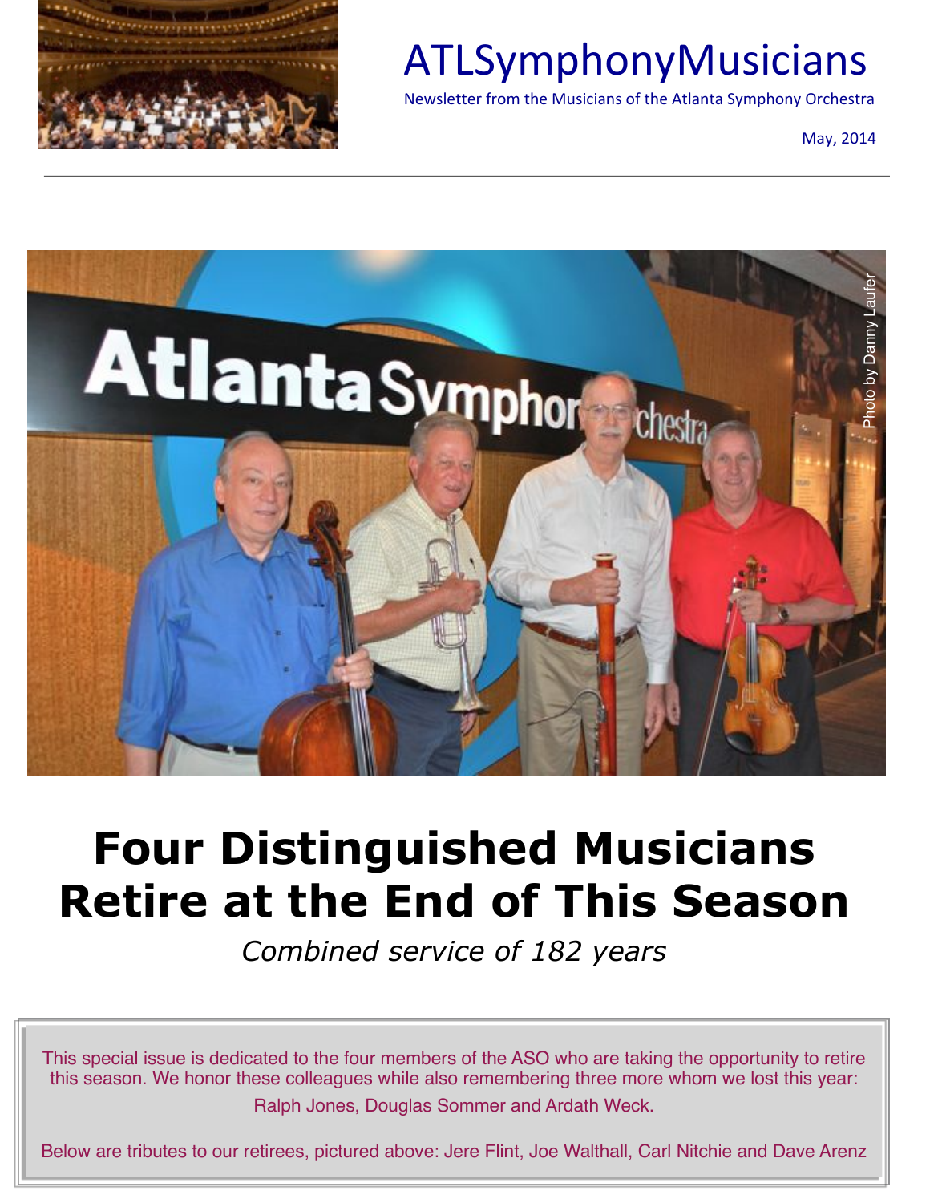# ATLSymphonyMusicians

Newsletter from the Musicians of the Atlanta Symphony Orchestra

May, 2014

Photo by Danny Laufer

# Four Distinguished Musicians Retire at the End of This Season

*Combined service of 182 years*

This special issue is dedicated to the four members of the ASO who are taking the opportunity to retire this season. We honor these colleagues while also remembering three more whom we lost this year: Ralph Jones, Douglas Sommer and Ardath Weck.

Below are tributes to our retirees, pictured above: Jere Flint, Joe Walthall, Carl Nitchie and Dave Arenz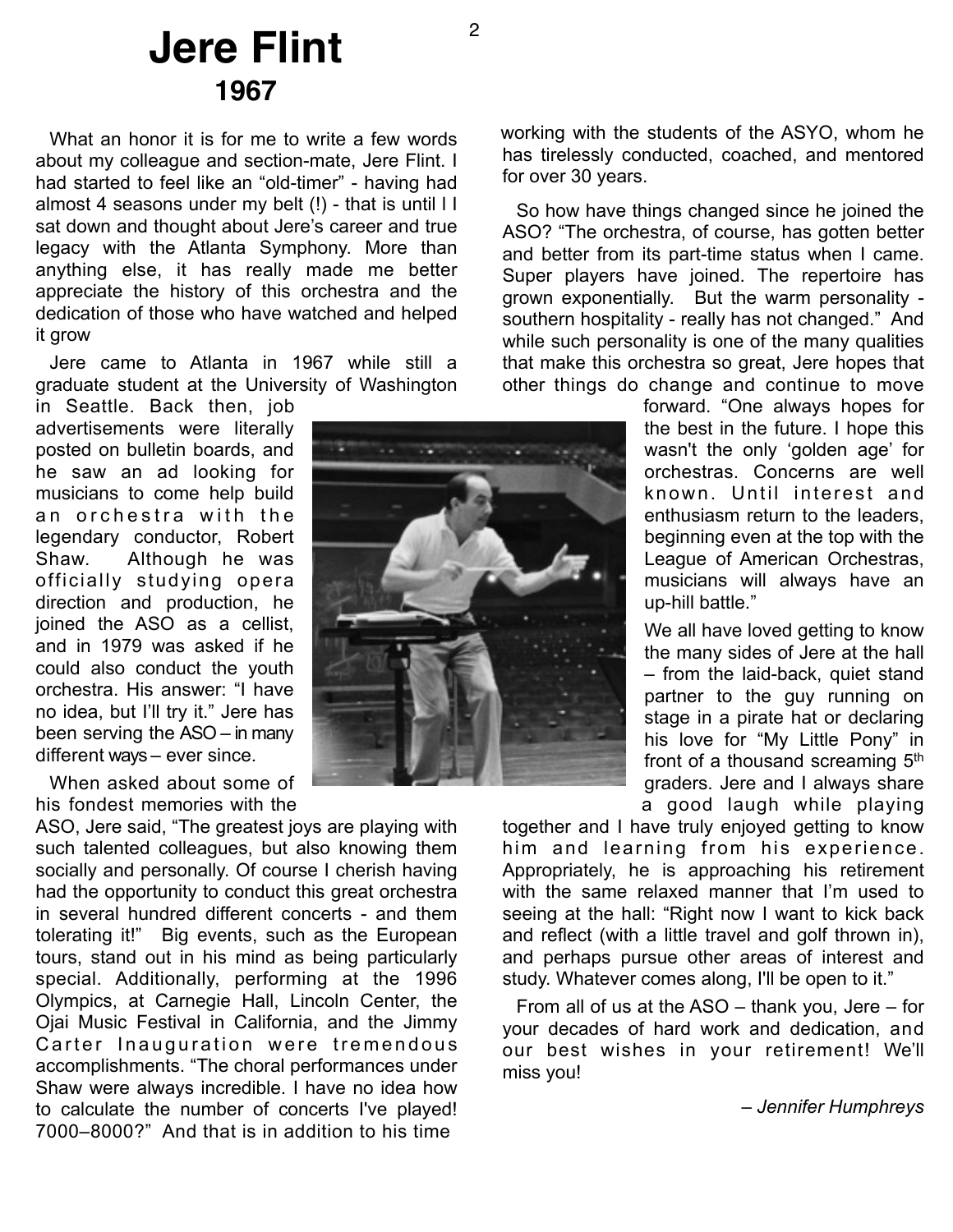# Jere Flint

## 1967

What an honor it is for me to write a few words about my colleague and section-mate, Jere Flint. I had started to feel like an "old-timer" - having had almost 4 seasons under my belt (!) - that is until I I sat down and thought about Jere's career and true legacy with the Atlanta Symphony. More than anything else, it has really made me better appreciate the history of this orchestra and the dedication of those who have watched and helped it grow

Jere came to Atlanta in 1967 while still a graduate student at the University of Washington in Seattle. Back then, job advertisements were literally posted on bulletin boards, and he saw an ad looking for musicians to come help build an orchestra with the legendary conductor, Robert Shaw. Although he was officially studying opera direction and production, he joined the ASO as a cellist, and in 1979 was asked if he could also conduct the youth orchestra. His answer: "I have no idea, but I'll try it." Jere has been serving the ASO – in many different ways – ever since.

When asked about some of his fondest memories with the ASO, Jere said, "The greatest joys are playing with such talented colleagues, but also knowing them socially and personally. Of course I cherish having had the opportunity to conduct this great orchestra in several hundred different concerts - and them tolerating it!" Big events, such as the European tours, stand out in his mind as being particularly special. Additionally, performing at the 1996 Olympics, at Carnegie Hall, Lincoln Center, the Ojai Music Festival in California, and the Jimmy Carter Inauguration were tremendous accomplishments. "The choral performances under Shaw were always incredible. I have no idea how to calculate the number of concerts I've played! 7000–8000?" And that is in addition to his time working with the students of the ASYO, whom he has tirelessly conducted, coached, and mentored for over 30 years.

So how have things changed since he joined the ASO? "The orchestra, of course, has gotten better and better from its part-time status when I came. Super players have joined. The repertoire has grown exponentially. But the warm personality - southern hospitality - really has not changed." And while such personality is one of the many qualities that make this orchestra so great, Jere hopes that other things do change and continue to move forward. "One always hopes for the best in the future. I hope this wasn't the only 'golden age' for orchestras. Concerns are well known. Until interest and enthusiasm return to the leaders, beginning even at the top with the League of American Orchestras, musicians will always have an up-hill battle."

We all have loved getting to know the many sides of Jere at the hall – from the laid-back, quiet stand partner to the guy running on stage in a pirate hat or declaring his love for "My Little Pony" in front of a thousand screaming 5th graders. Jere and I always share a good laugh while playing together and I have truly enjoyed getting to know him and learning from his experience. Appropriately, he is approaching his retirement with the same relaxed manner that I'm used to seeing at the hall: "Right now I want to kick back and reflect (with a little travel and golf thrown in), and perhaps pursue other areas of interest and study. Whatever comes along, I'll be open to it."

From all of us at the ASO – thank you, Jere – for your decades of hard work and dedication, and our best wishes in your retirement! We'll miss you!

*– Jennifer Humphreys*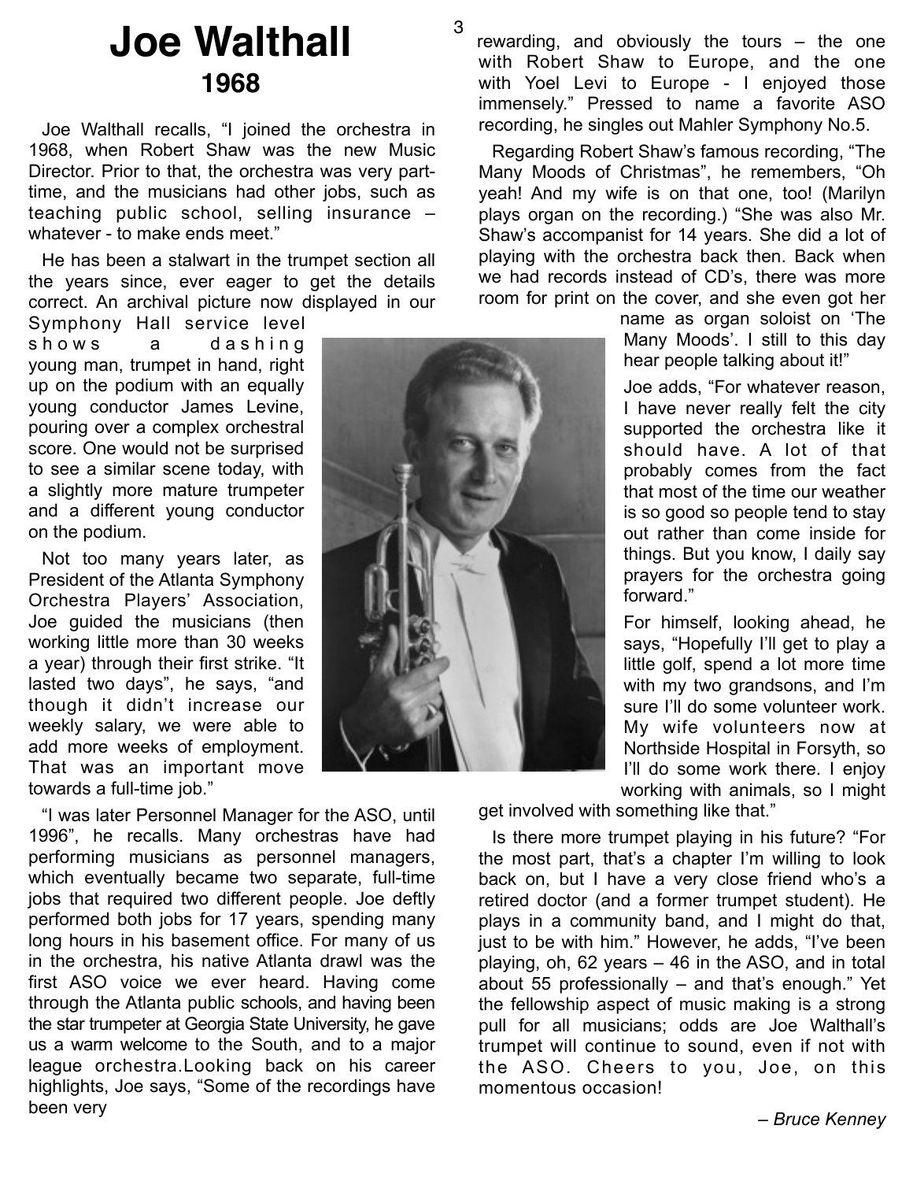# Joe Walthall

## 1968

Joe Walthall recalls, "I joined the orchestra in 1968, when Robert Shaw was the new Music Director. Prior to that, the orchestra was very part-time, and the musicians had other jobs, such as teaching public school, selling insurance – whatever - to make ends meet."

He has been a stalwart in the trumpet section all the years since, ever eager to get the details correct. An archival picture now displayed in our Symphony Hall service level shows a dashing young man, trumpet in hand, right up on the podium with an equally young conductor James Levine, pouring over a complex orchestral score. One would not be surprised to see a similar scene today, with a slightly more mature trumpeter and a different young conductor on the podium.

Not too many years later, as President of the Atlanta Symphony Orchestra Players' Association, Joe guided the musicians (then working little more than 30 weeks a year) through their first strike. "It lasted two days", he says, "and though it didn't increase our weekly salary, we were able to add more weeks of employment. That was an important move towards a full-time job."

"I was later Personnel Manager for the ASO, until 1996", he recalls. Many orchestras have had performing musicians as personnel managers, which eventually became two separate, full-time jobs that required two different people. Joe deftly performed both jobs for 17 years, spending many long hours in his basement office. For many of us in the orchestra, his native Atlanta drawl was the first ASO voice we ever heard. Having come through the Atlanta public schools, and having been the star trumpeter at Georgia State University, he gave us a warm welcome to the South, and to a major league orchestra.Looking back on his career highlights, Joe says, "Some of the recordings have been very rewarding, and obviously the tours – the one with Robert Shaw to Europe, and the one with Yoel Levi to Europe - I enjoyed those immensely." Pressed to name a favorite ASO recording, he singles out Mahler Symphony No.5.

Regarding Robert Shaw's famous recording, "The Many Moods of Christmas", he remembers, "Oh yeah! And my wife is on that one, too! (Marilyn plays organ on the recording.) "She was also Mr. Shaw's accompanist for 14 years. She did a lot of playing with the orchestra back then. Back when we had records instead of CD's, there was more room for print on the cover, and she even got her name as organ soloist on 'The Many Moods'. I still to this day hear people talking about it!"

Joe adds, "For whatever reason, I have never really felt the city supported the orchestra like it should have. A lot of that probably comes from the fact that most of the time our weather is so good so people tend to stay out rather than come inside for things. But you know, I daily say prayers for the orchestra going forward."

For himself, looking ahead, he says, "Hopefully I'll get to play a little golf, spend a lot more time with my two grandsons, and I'm sure I'll do some volunteer work. My wife volunteers now at Northside Hospital in Forsyth, so I'll do some work there. I enjoy working with animals, so I might get involved with something like that."

Is there more trumpet playing in his future? "For the most part, that's a chapter I'm willing to look back on, but I have a very close friend who's a retired doctor (and a former trumpet student). He plays in a community band, and I might do that, just to be with him." However, he adds, "I've been playing, oh, 62 years – 46 in the ASO, and in total about 55 professionally – and that's enough." Yet the fellowship aspect of music making is a strong pull for all musicians; odds are Joe Walthall's trumpet will continue to sound, even if not with the ASO. Cheers to you, Joe, on this momentous occasion!

*– Bruce Kenney*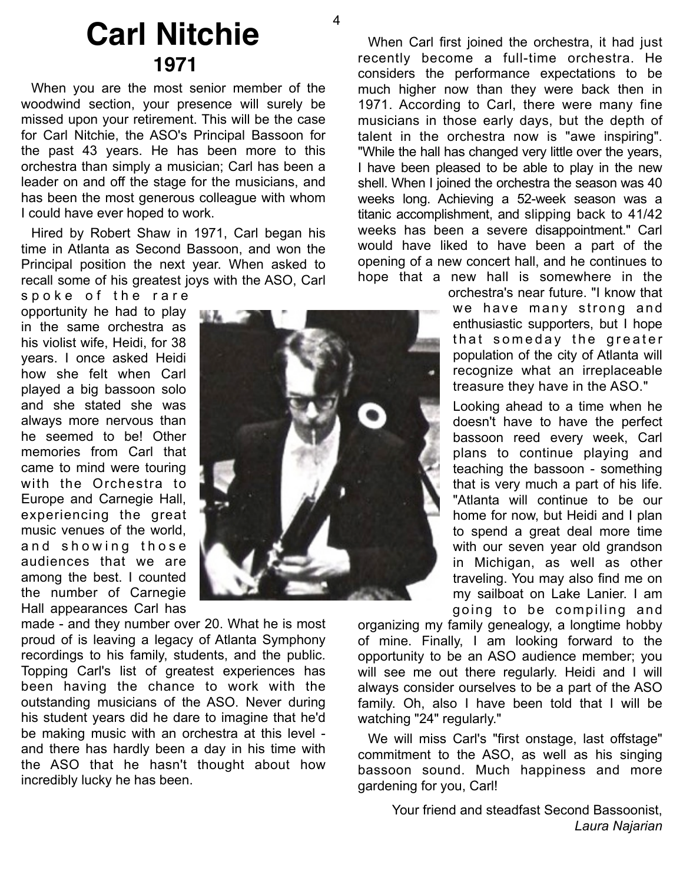# Carl Nitchie

## 1971

When you are the most senior member of the woodwind section, your presence will surely be missed upon your retirement. This will be the case for Carl Nitchie, the ASO's Principal Bassoon for the past 43 years. He has been more to this orchestra than simply a musician; Carl has been a leader on and off the stage for the musicians, and has been the most generous colleague with whom I could have ever hoped to work.

Hired by Robert Shaw in 1971, Carl began his time in Atlanta as Second Bassoon, and won the Principal position the next year. When asked to recall some of his greatest joys with the ASO, Carl spoke of the rare opportunity he had to play in the same orchestra as his violist wife, Heidi, for 38 years. I once asked Heidi how she felt when Carl played a big bassoon solo and she stated she was always more nervous than he seemed to be! Other memories from Carl that came to mind were touring with the Orchestra to Europe and Carnegie Hall, experiencing the great music venues of the world, and showing those audiences that we are among the best. I counted the number of Carnegie Hall appearances Carl has made - and they number over 20. What he is most proud of is leaving a legacy of Atlanta Symphony recordings to his family, students, and the public. Topping Carl's list of greatest experiences has been having the chance to work with the outstanding musicians of the ASO. Never during his student years did he dare to imagine that he'd be making music with an orchestra at this level - and there has hardly been a day in his time with the ASO that he hasn't thought about how incredibly lucky he has been.

When Carl first joined the orchestra, it had just recently become a full-time orchestra. He considers the performance expectations to be much higher now than they were back then in 1971. According to Carl, there were many fine musicians in those early days, but the depth of talent in the orchestra now is "awe inspiring". "While the hall has changed very little over the years, I have been pleased to be able to play in the new shell. When I joined the orchestra the season was 40 weeks long. Achieving a 52-week season was a titanic accomplishment, and slipping back to 41/42 weeks has been a severe disappointment." Carl would have liked to have been a part of the opening of a new concert hall, and he continues to hope that a new hall is somewhere in the orchestra's near future. "I know that we have many strong and enthusiastic supporters, but I hope that someday the greater population of the city of Atlanta will recognize what an irreplaceable treasure they have in the ASO."

Looking ahead to a time when he doesn't have to have the perfect bassoon reed every week, Carl plans to continue playing and teaching the bassoon - something that is very much a part of his life. "Atlanta will continue to be our home for now, but Heidi and I plan to spend a great deal more time with our seven year old grandson in Michigan, as well as other traveling. You may also find me on my sailboat on Lake Lanier. I am going to be compiling and organizing my family genealogy, a longtime hobby of mine. Finally, I am looking forward to the opportunity to be an ASO audience member; you will see me out there regularly. Heidi and I will always consider ourselves to be a part of the ASO family. Oh, also I have been told that I will be watching "24" regularly."

We will miss Carl's "first onstage, last offstage" commitment to the ASO, as well as his singing bassoon sound. Much happiness and more gardening for you, Carl!

Your friend and steadfast Second Bassoonist,
*Laura Najarian*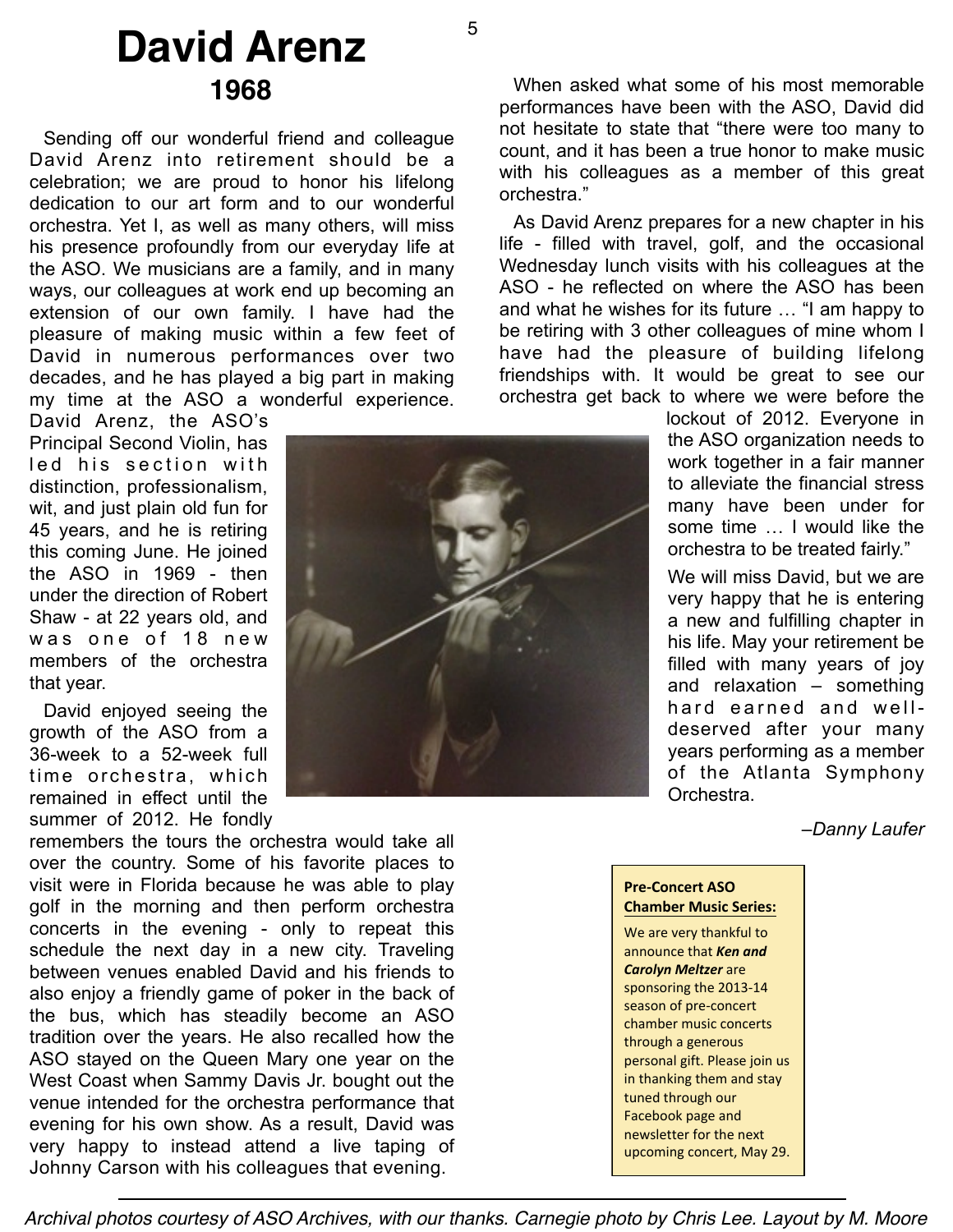# David Arenz

## 1968

Sending off our wonderful friend and colleague David Arenz into retirement should be a celebration; we are proud to honor his lifelong dedication to our art form and to our wonderful orchestra. Yet I, as well as many others, will miss his presence profoundly from our everyday life at the ASO. We musicians are a family, and in many ways, our colleagues at work end up becoming an extension of our own family. I have had the pleasure of making music within a few feet of David in numerous performances over two decades, and he has played a big part in making my time at the ASO a wonderful experience. David Arenz, the ASO's Principal Second Violin, has led his section with distinction, professionalism, wit, and just plain old fun for 45 years, and he is retiring this coming June. He joined the ASO in 1969 - then under the direction of Robert Shaw - at 22 years old, and was one of 18 new members of the orchestra that year.

David enjoyed seeing the growth of the ASO from a 36-week to a 52-week full time orchestra, which remained in effect until the summer of 2012. He fondly remembers the tours the orchestra would take all over the country. Some of his favorite places to visit were in Florida because he was able to play golf in the morning and then perform orchestra concerts in the evening - only to repeat this schedule the next day in a new city. Traveling between venues enabled David and his friends to also enjoy a friendly game of poker in the back of the bus, which has steadily become an ASO tradition over the years. He also recalled how the ASO stayed on the Queen Mary one year on the West Coast when Sammy Davis Jr. bought out the venue intended for the orchestra performance that evening for his own show. As a result, David was very happy to instead attend a live taping of Johnny Carson with his colleagues that evening.

When asked what some of his most memorable performances have been with the ASO, David did not hesitate to state that "there were too many to count, and it has been a true honor to make music with his colleagues as a member of this great orchestra."

As David Arenz prepares for a new chapter in his life - filled with travel, golf, and the occasional Wednesday lunch visits with his colleagues at the ASO - he reflected on where the ASO has been and what he wishes for its future … "I am happy to be retiring with 3 other colleagues of mine whom I have had the pleasure of building lifelong friendships with. It would be great to see our orchestra get back to where we were before the lockout of 2012. Everyone in the ASO organization needs to work together in a fair manner to alleviate the financial stress many have been under for some time … I would like the orchestra to be treated fairly."

We will miss David, but we are very happy that he is entering a new and fulfilling chapter in his life. May your retirement be filled with many years of joy and relaxation – something hard earned and well-deserved after your many years performing as a member of the Atlanta Symphony Orchestra.

*–Danny Laufer*

**Pre-Concert ASO Chamber Music Series:**

We are very thankful to announce that ***Ken and Carolyn Meltzer*** are sponsoring the 2013-14 season of pre-concert chamber music concerts through a generous personal gift. Please join us in thanking them and stay tuned through our Facebook page and newsletter for the next upcoming concert, May 29.

*Archival photos courtesy of ASO Archives, with our thanks. Carnegie photo by Chris Lee. Layout by M. Moore*